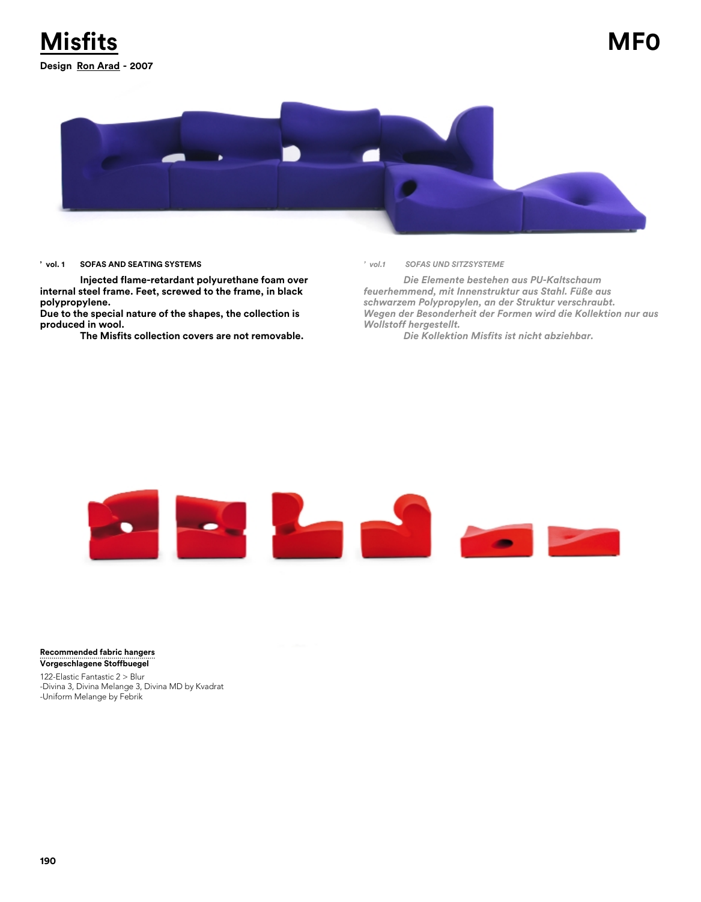# Misfits

**Design Ron Arad - 2007**

MFO

**' vol. 1 SOFAS AND SEATING SYSTEMS**

**Injected flame-retardant polyurethane foam over internal steel frame. Feet, screwed to the frame, in black polypropylene.**
**Due to the special nature of the shapes, the collection is produced in wool.**
**The Misfits collection covers are not removable.**

*' vol.1 SOFAS UND SITZSYSTEME*

*Die Elemente bestehen aus PU-Kaltschaum feuerhemmend, mit Innenstruktur aus Stahl. Füße aus schwarzem Polypropylen, an der Struktur verschraubt.*
*Wegen der Besonderheit der Formen wird die Kollektion nur aus Wollstoff hergestellt.*
*Die Kollektion Misfits ist nicht abziehbar.*

**Recommended fabric hangers**
**Vorgeschlagene Stoffbuegel**

122-Elastic Fantastic 2 > Blur
-Divina 3, Divina Melange 3, Divina MD by Kvadrat
-Uniform Melange by Febrik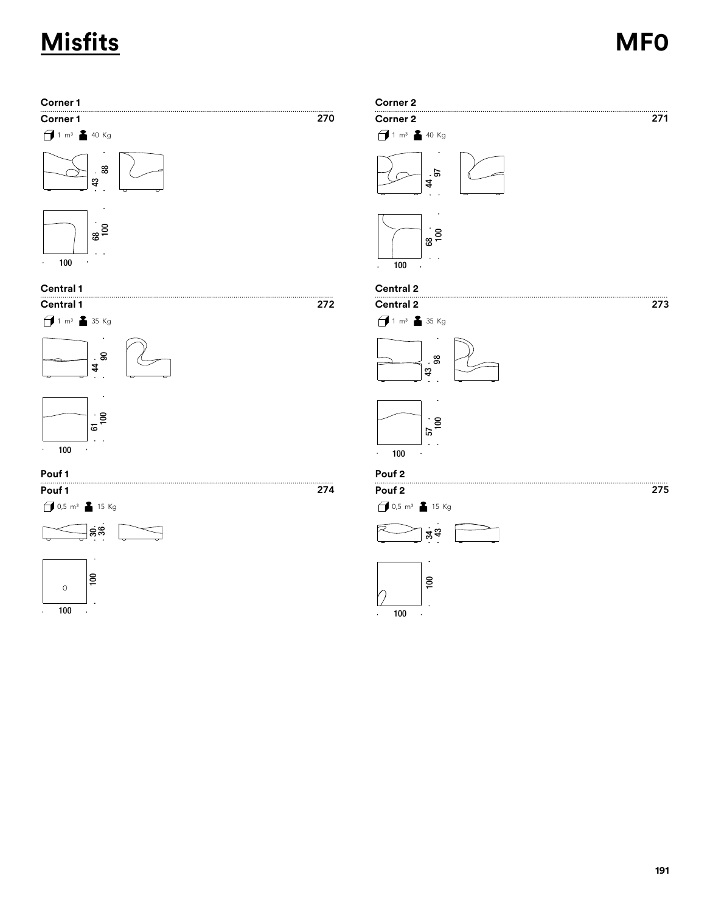# Misfits

# MF0

## Corner 1

**Corner 1** 270

1 m³ 40 Kg

43
88

68
100

100

## Corner 2

**Corner 2** 271

1 m³ 40 Kg

44
97

68
100

100

## Central 1

**Central 1** 272

1 m³ 35 Kg

44
90

61
100

100

## Central 2

**Central 2** 273

1 m³ 35 Kg

43
98

57
100

100

## Pouf 1

**Pouf 1** 274

0,5 m³ 15 Kg

30
36

100

100

## Pouf 2

**Pouf 2** 275

0,5 m³ 15 Kg

34
43

100

100